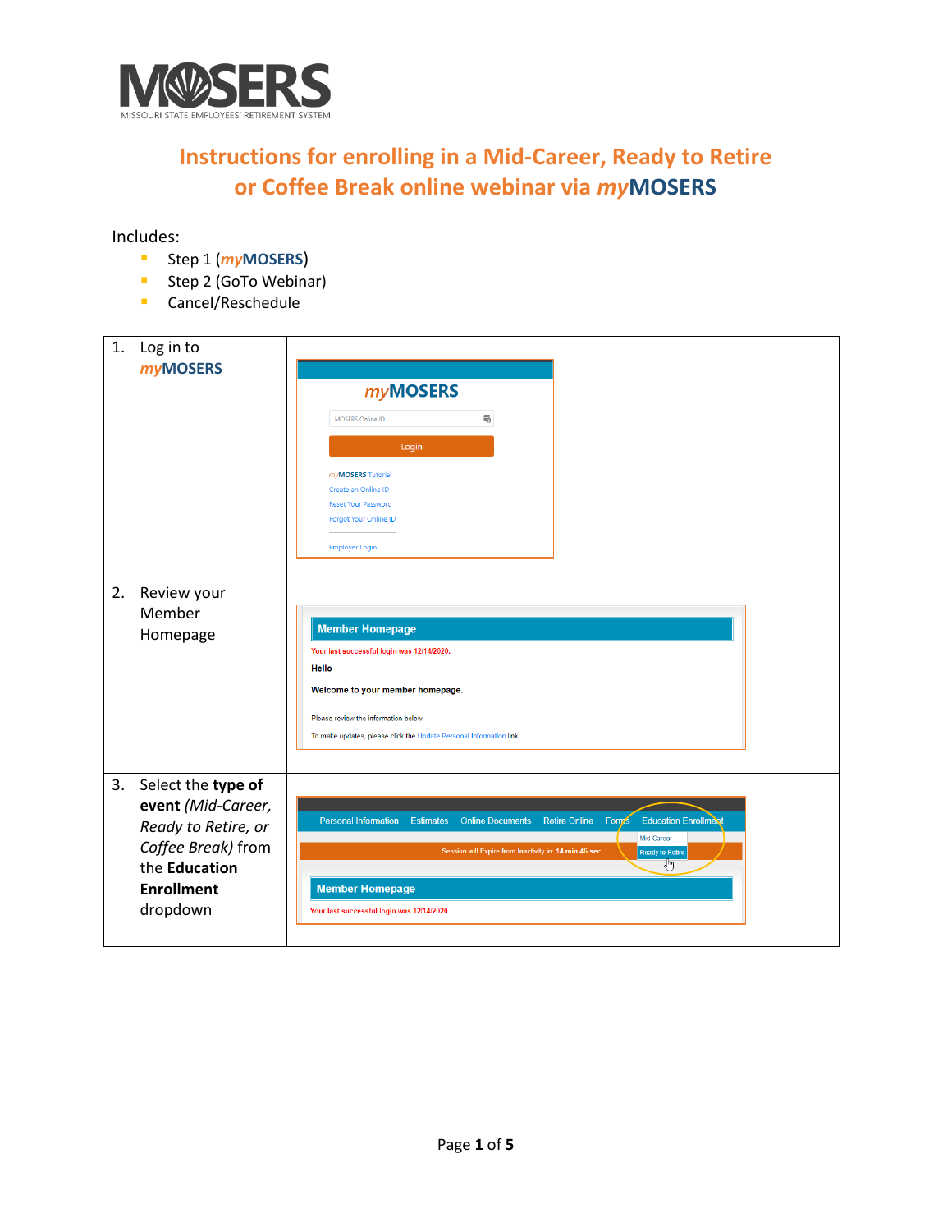MISSOURI STATE EMPLOYEES' RETIREMENT SYSTEM

# Instructions for enrolling in a Mid-Career, Ready to Retire or Coffee Break online webinar via *my*MOSERS

Includes:

- Step 1 (*my*MOSERS)
- Step 2 (GoTo Webinar)
- Cancel/Reschedule

| | |
|---|---|
| 1. Log in to *my*MOSERS | *my*MOSERS<br>MOSERS Online ID<br>Login<br>*my*MOSERS Tutorial<br>Create an Online ID<br>Reset Your Password<br>Forgot Your Online ID<br>Employer Login |
| 2. Review your Member Homepage | **Member Homepage**<br>Your last successful login was 12/14/2020.<br>**Hello**<br>**Welcome to your member homepage.**<br>Please review the information below.<br>To make updates, please click the Update Personal Information link. |
| 3. Select the **type of event** *(Mid-Career, Ready to Retire, or Coffee Break)* from the **Education Enrollment** dropdown | Personal Information Estimates Online Documents Retire Online Forms Education Enrollment<br>Mid-Career<br>Ready to Retire<br>Session will Expire from Inactivity in: 14 min 46 sec<br>**Member Homepage**<br>Your last successful login was 12/14/2020. |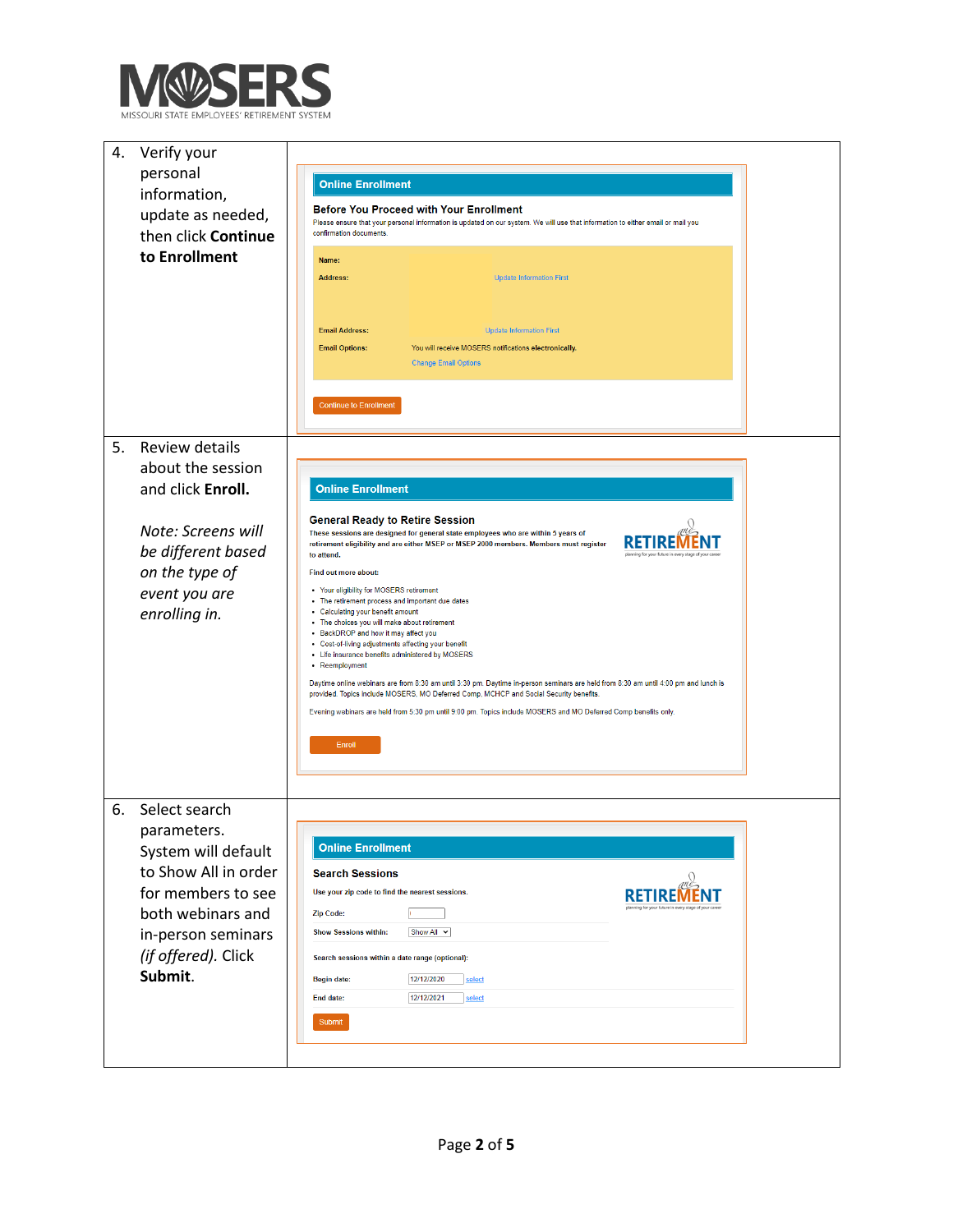| | |
|---|---|
| 4. Verify your personal information, update as needed, then click **Continue to Enrollment** | **Online Enrollment**<br><br>**Before You Proceed with Your Enrollment**<br>Please ensure that your personal information is updated on our system. We will use that information to either email or mail you confirmation documents.<br><br>**Name:**<br>**Address:** Update Information First<br>**Email Address:** Update Information First<br>**Email Options:** You will receive MOSERS notifications electronically.<br>Change Email Options<br><br>Continue to Enrollment |
| 5. Review details about the session and click **Enroll.**<br><br>*Note: Screens will be different based on the type of event you are enrolling in.* | **Online Enrollment**<br><br>**General Ready to Retire Session**<br>**These sessions are designed for general state employees who are within 5 years of retirement eligibility and are either MSEP or MSEP 2000 members. Members must register to attend.**<br><br>Find out more about:<br>• Your eligibility for MOSERS retirement<br>• The retirement process and important due dates<br>• Calculating your benefit amount<br>• The choices you will make about retirement<br>• BackDROP and how it may affect you<br>• Cost-of-living adjustments affecting your benefit<br>• Life insurance benefits administered by MOSERS<br>• Reemployment<br><br>Daytime online webinars are from 8:30 am until 3:30 pm. Daytime in-person seminars are held from 8:30 am until 4:00 pm and lunch is provided. Topics include MOSERS, MO Deferred Comp, MCHCP and Social Security benefits.<br><br>Evening webinars are held from 5:30 pm until 9:00 pm. Topics include MOSERS and MO Deferred Comp benefits only.<br><br>Enroll |
| 6. Select search parameters. System will default to Show All in order for members to see both webinars and in-person seminars *(if offered).* Click **Submit**. | **Online Enrollment**<br><br>**Search Sessions**<br>Use your zip code to find the nearest sessions.<br><br>Zip Code:<br>Show Sessions within: Show All<br><br>Search sessions within a date range (optional):<br><br>Begin date: 12/12/2020 select<br>End date: 12/12/2021 select<br><br>Submit |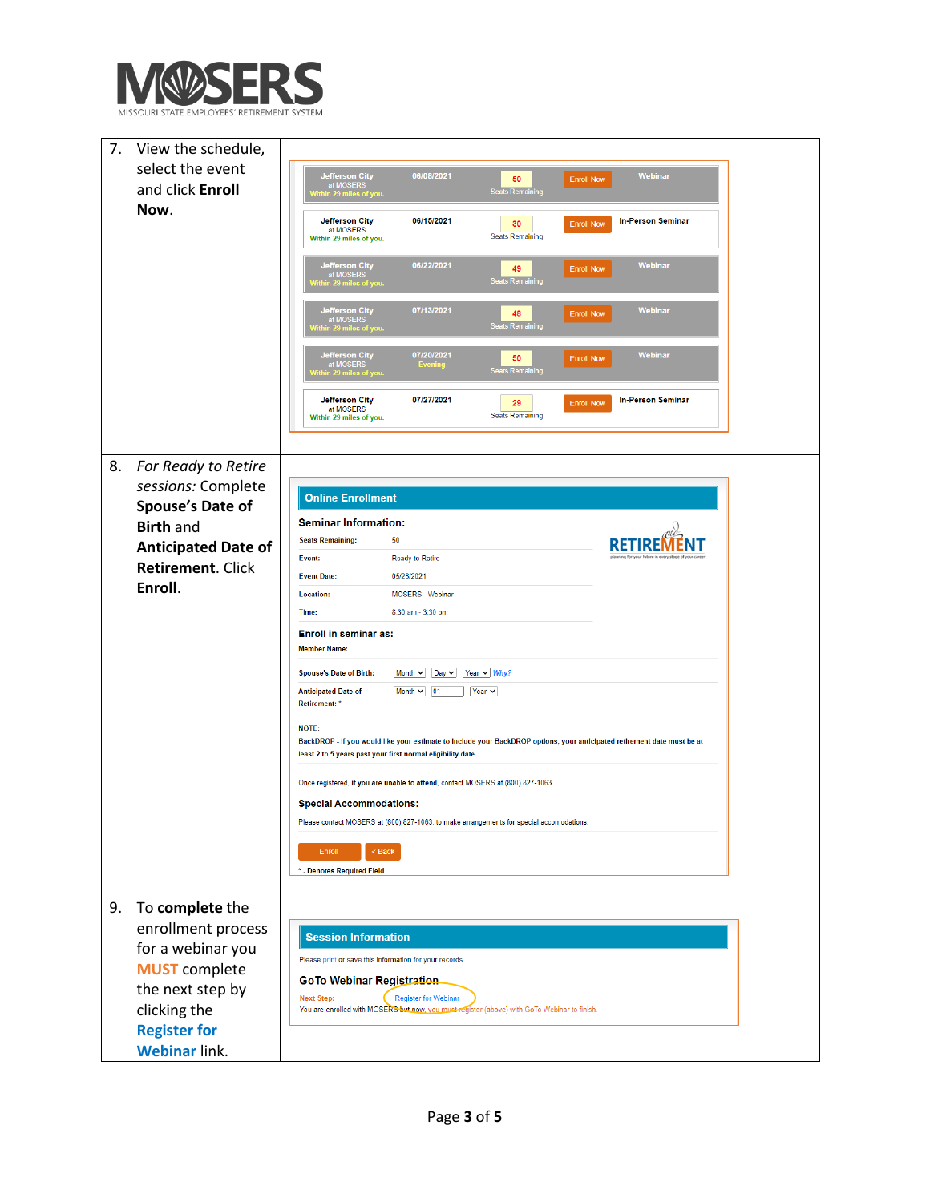MOSERS
MISSOURI STATE EMPLOYEES' RETIREMENT SYSTEM

| Step | Screen |
|---|---|
| 7. View the schedule, select the event and click **Enroll Now**. | Jefferson City at MOSERS, Within 29 miles of you. — 06/08/2021 — 50 Seats Remaining — Enroll Now — Webinar<br>Jefferson City at MOSERS, Within 29 miles of you. — 06/15/2021 — 30 Seats Remaining — Enroll Now — In-Person Seminar<br>Jefferson City at MOSERS, Within 29 miles of you. — 06/22/2021 — 49 Seats Remaining — Enroll Now — Webinar<br>Jefferson City at MOSERS, Within 29 miles of you. — 07/13/2021 — 48 Seats Remaining — Enroll Now — Webinar<br>Jefferson City at MOSERS, Within 29 miles of you. — 07/20/2021 Evening — 50 Seats Remaining — Enroll Now — Webinar<br>Jefferson City at MOSERS, Within 29 miles of you. — 07/27/2021 — 29 Seats Remaining — Enroll Now — In-Person Seminar |
| 8. *For Ready to Retire sessions:* Complete **Spouse's Date of Birth** and **Anticipated Date of Retirement**. Click **Enroll**. | **Online Enrollment**<br>**Seminar Information:**<br>Seats Remaining: 50<br>Event: Ready to Retire<br>Event Date: 05/26/2021<br>Location: MOSERS - Webinar<br>Time: 8:30 am - 3:30 pm<br>RETIREMENT — planning for your future in every stage of your career<br>**Enroll in seminar as:**<br>Member Name:<br>Spouse's Date of Birth: Month / Day / Year — Why?<br>Anticipated Date of Retirement: * Month / 01 / Year<br>NOTE:<br>BackDROP - If you would like your estimate to include your BackDROP options, your anticipated retirement date must be at least 2 to 5 years past your first normal eligibility date.<br>Once registered, if you are unable to attend, contact MOSERS at (800) 827-1063.<br>**Special Accommodations:**<br>Please contact MOSERS at (800) 827-1063, to make arrangements for special accomodations.<br>Enroll — < Back<br>* - Denotes Required Field |
| 9. To **complete** the enrollment process for a webinar you **MUST** complete the next step by clicking the **Register for Webinar** link. | **Session Information**<br>Please print or save this information for your records.<br>**GoTo Webinar Registration**<br>Next Step: Register for Webinar<br>You are enrolled with MOSERS but now, you must register (above) with GoTo Webinar to finish. |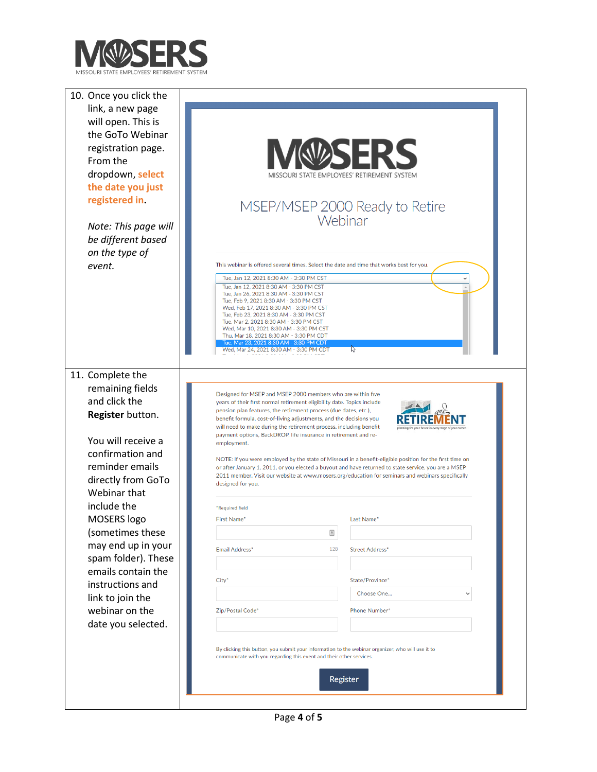MOSERS
MISSOURI STATE EMPLOYEES' RETIREMENT SYSTEM

| | |
|---|---|
| 10. Once you click the link, a new page will open. This is the GoTo Webinar registration page. From the dropdown, **select the date you just registered in**.<br><br>*Note: This page will be different based on the type of event.* | MOSERS<br>MISSOURI STATE EMPLOYEES' RETIREMENT SYSTEM<br><br>MSEP/MSEP 2000 Ready to Retire Webinar<br><br>This webinar is offered several times. Select the date and time that works best for you.<br><br>Tue, Jan 12, 2021 8:30 AM - 3:30 PM CST<br>Tue, Jan 12, 2021 8:30 AM - 3:30 PM CST<br>Tue, Jan 26, 2021 8:30 AM - 3:30 PM CST<br>Tue, Feb 9, 2021 8:30 AM - 3:30 PM CST<br>Wed, Feb 17, 2021 8:30 AM - 3:30 PM CST<br>Tue, Feb 23, 2021 8:30 AM - 3:30 PM CST<br>Tue, Mar 2, 2021 8:30 AM - 3:30 PM CST<br>Wed, Mar 10, 2021 8:30 AM - 3:30 PM CST<br>Thu, Mar 18, 2021 8:30 AM - 3:30 PM CDT<br>Tue, Mar 23, 2021 8:30 AM - 3:30 PM CDT<br>Wed, Mar 24, 2021 8:30 AM - 3:30 PM CDT |
| 11. Complete the remaining fields and click the **Register** button.<br><br>You will receive a confirmation and reminder emails directly from GoTo Webinar that include the MOSERS logo (sometimes these may end up in your spam folder). These emails contain the instructions and link to join the webinar on the date you selected. | Designed for MSEP and MSEP 2000 members who are within five years of their first normal retirement eligibility date. Topics include pension plan features, the retirement process (due dates, etc.), benefit formula, cost-of-living adjustments, and the decisions you will need to make during the retirement process, including benefit payment options, BackDROP, life insurance in retirement and re-employment.<br><br>NOTE: If you were employed by the state of Missouri in a benefit-eligible position for the first time on or after January 1, 2011, or you elected a buyout and have returned to state service, you are a MSEP 2011 member. Visit our website at www.mosers.org/education for seminars and webinars specifically designed for you.<br><br>*Required field<br>First Name* / Last Name*<br>Email Address* / Street Address*<br>City* / State/Province* (Choose One...)<br>Zip/Postal Code* / Phone Number*<br><br>By clicking this button, you submit your information to the webinar organizer, who will use it to communicate with you regarding this event and their other services.<br><br>Register |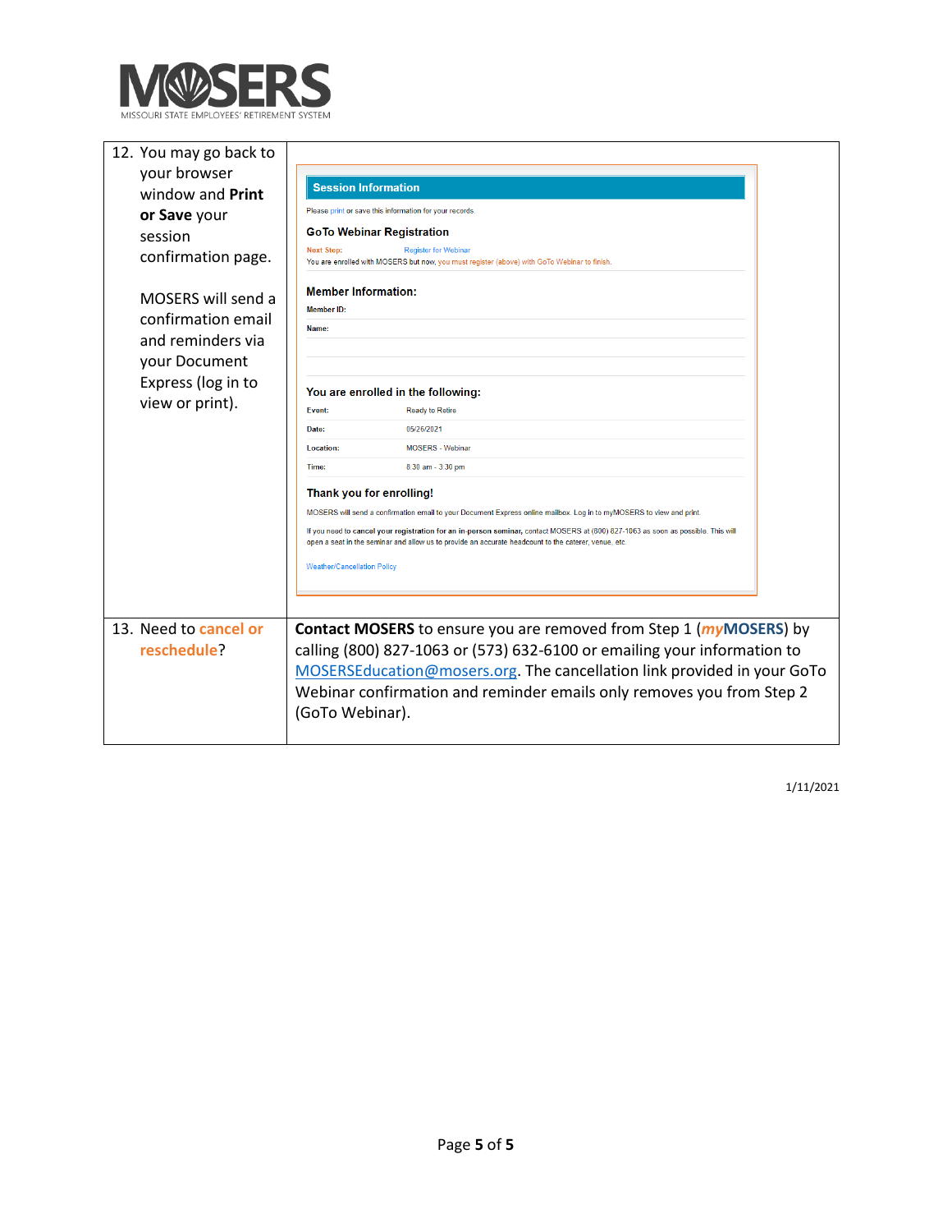MOSERS
MISSOURI STATE EMPLOYEES' RETIREMENT SYSTEM

| | |
|---|---|
| 12. You may go back to your browser window and **Print or Save** your session confirmation page.<br><br>MOSERS will send a confirmation email and reminders via your Document Express (log in to view or print). | **Session Information**<br>Please print or save this information for your records.<br>**GoTo Webinar Registration**<br>**Next Step:** Register for Webinar<br>You are enrolled with MOSERS but now, you must register (above) with GoTo Webinar to finish.<br>**Member Information:**<br>**Member ID:**<br>**Name:**<br>**You are enrolled in the following:**<br>**Event:** Ready to Retire<br>**Date:** 05/26/2021<br>**Location:** MOSERS - Webinar<br>**Time:** 8:30 am - 3:30 pm<br>**Thank you for enrolling!**<br>MOSERS will send a confirmation email to your Document Express online mailbox. Log in to myMOSERS to view and print.<br>If you need to **cancel your registration for an in-person seminar,** contact MOSERS at (800) 827-1063 as soon as possible. This will open a seat in the seminar and allow us to provide an accurate headcount to the caterer, venue, etc.<br>Weather/Cancellation Policy |
| 13. Need to **cancel or reschedule**? | **Contact MOSERS** to ensure you are removed from Step 1 (***my*MOSERS**) by calling (800) 827-1063 or (573) 632-6100 or emailing your information to MOSERSEducation@mosers.org. The cancellation link provided in your GoTo Webinar confirmation and reminder emails only removes you from Step 2 (GoTo Webinar). |

1/11/2021